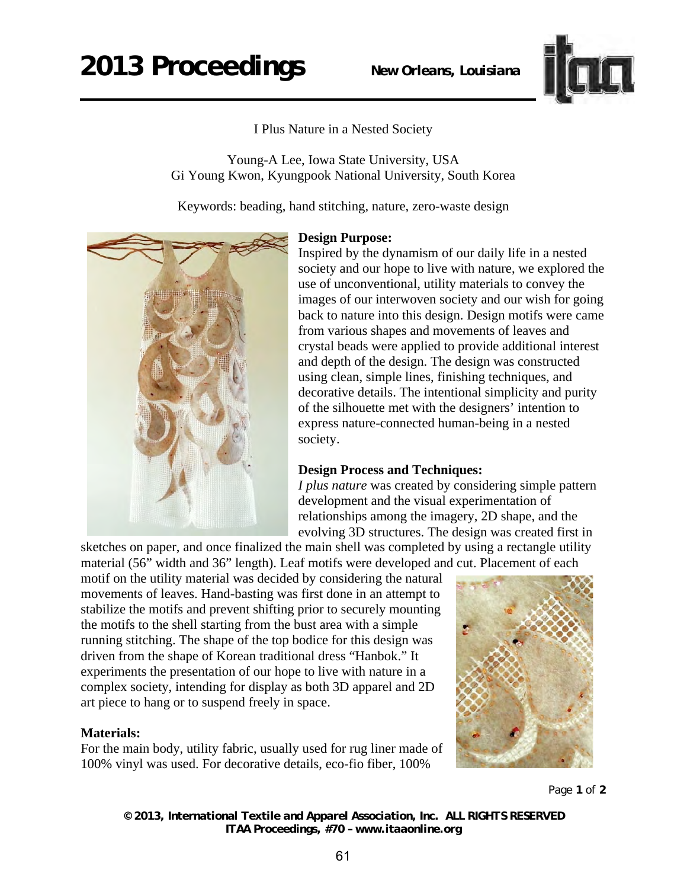# I Plus Nature in a Nested Society

Young-A Lee, Iowa State University, USA
Gi Young Kwon, Kyungpook National University, South Korea

Keywords: beading, hand stitching, nature, zero-waste design

**Design Purpose:**

Inspired by the dynamism of our daily life in a nested society and our hope to live with nature, we explored the use of unconventional, utility materials to convey the images of our interwoven society and our wish for going back to nature into this design. Design motifs were came from various shapes and movements of leaves and crystal beads were applied to provide additional interest and depth of the design. The design was constructed using clean, simple lines, finishing techniques, and decorative details. The intentional simplicity and purity of the silhouette met with the designers' intention to express nature-connected human-being in a nested society.

**Design Process and Techniques:**

*I plus nature* was created by considering simple pattern development and the visual experimentation of relationships among the imagery, 2D shape, and the evolving 3D structures. The design was created first in sketches on paper, and once finalized the main shell was completed by using a rectangle utility material (56" width and 36" length). Leaf motifs were developed and cut. Placement of each motif on the utility material was decided by considering the natural movements of leaves. Hand-basting was first done in an attempt to stabilize the motifs and prevent shifting prior to securely mounting the motifs to the shell starting from the bust area with a simple running stitching. The shape of the top bodice for this design was driven from the shape of Korean traditional dress "Hanbok." It experiments the presentation of our hope to live with nature in a complex society, intending for display as both 3D apparel and 2D art piece to hang or to suspend freely in space.

**Materials:**

For the main body, utility fabric, usually used for rug liner made of 100% vinyl was used. For decorative details, eco-fio fiber, 100%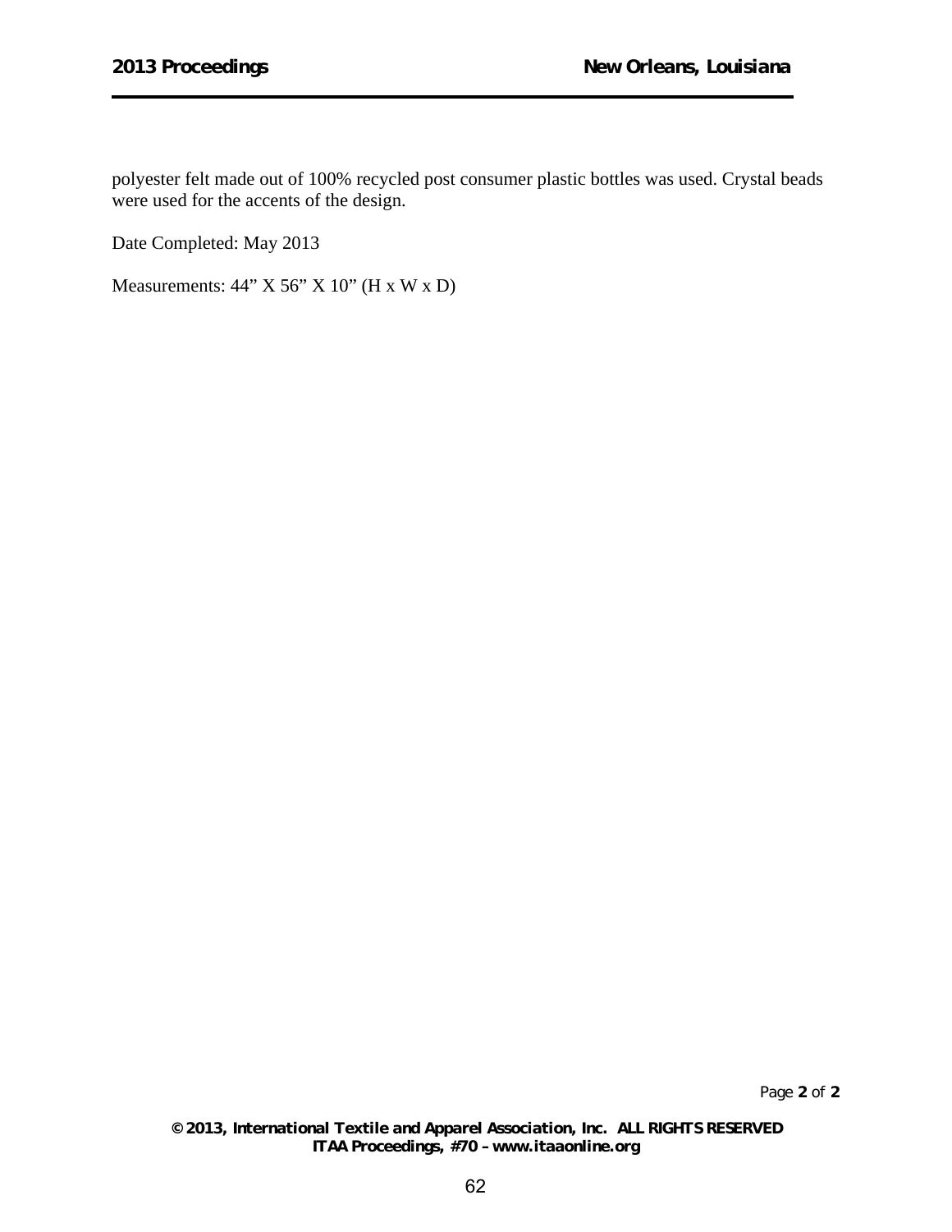polyester felt made out of 100% recycled post consumer plastic bottles was used. Crystal beads were used for the accents of the design.

Date Completed: May 2013

Measurements: 44” X 56” X 10” (H x W x D)